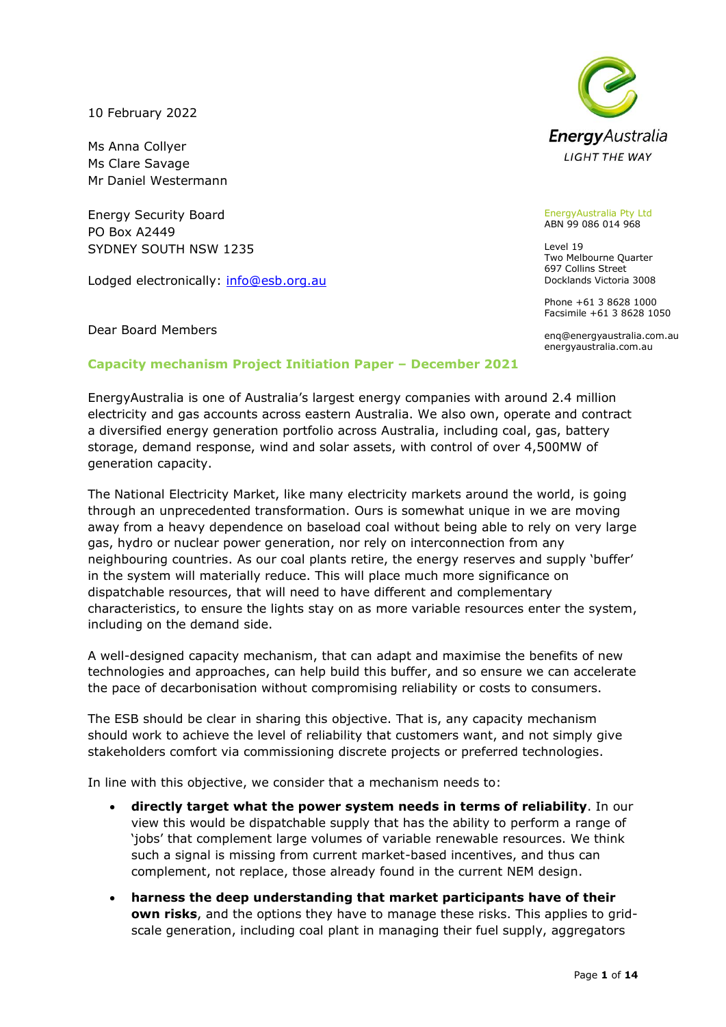10 February 2022

Ms Anna Collyer
Ms Clare Savage
Mr Daniel Westermann

Energy Security Board
PO Box A2449
SYDNEY SOUTH NSW 1235

Lodged electronically: info@esb.org.au

EnergyAustralia
LIGHT THE WAY

EnergyAustralia Pty Ltd
ABN 99 086 014 968

Level 19
Two Melbourne Quarter
697 Collins Street
Docklands Victoria 3008

Phone +61 3 8628 1000
Facsimile +61 3 8628 1050

enq@energyaustralia.com.au
energyaustralia.com.au

Dear Board Members

## Capacity mechanism Project Initiation Paper – December 2021

EnergyAustralia is one of Australia's largest energy companies with around 2.4 million electricity and gas accounts across eastern Australia. We also own, operate and contract a diversified energy generation portfolio across Australia, including coal, gas, battery storage, demand response, wind and solar assets, with control of over 4,500MW of generation capacity.

The National Electricity Market, like many electricity markets around the world, is going through an unprecedented transformation. Ours is somewhat unique in we are moving away from a heavy dependence on baseload coal without being able to rely on very large gas, hydro or nuclear power generation, nor rely on interconnection from any neighbouring countries. As our coal plants retire, the energy reserves and supply 'buffer' in the system will materially reduce. This will place much more significance on dispatchable resources, that will need to have different and complementary characteristics, to ensure the lights stay on as more variable resources enter the system, including on the demand side.

A well-designed capacity mechanism, that can adapt and maximise the benefits of new technologies and approaches, can help build this buffer, and so ensure we can accelerate the pace of decarbonisation without compromising reliability or costs to consumers.

The ESB should be clear in sharing this objective. That is, any capacity mechanism should work to achieve the level of reliability that customers want, and not simply give stakeholders comfort via commissioning discrete projects or preferred technologies.

In line with this objective, we consider that a mechanism needs to:

- **directly target what the power system needs in terms of reliability**. In our view this would be dispatchable supply that has the ability to perform a range of 'jobs' that complement large volumes of variable renewable resources. We think such a signal is missing from current market-based incentives, and thus can complement, not replace, those already found in the current NEM design.
- **harness the deep understanding that market participants have of their own risks**, and the options they have to manage these risks. This applies to grid-scale generation, including coal plant in managing their fuel supply, aggregators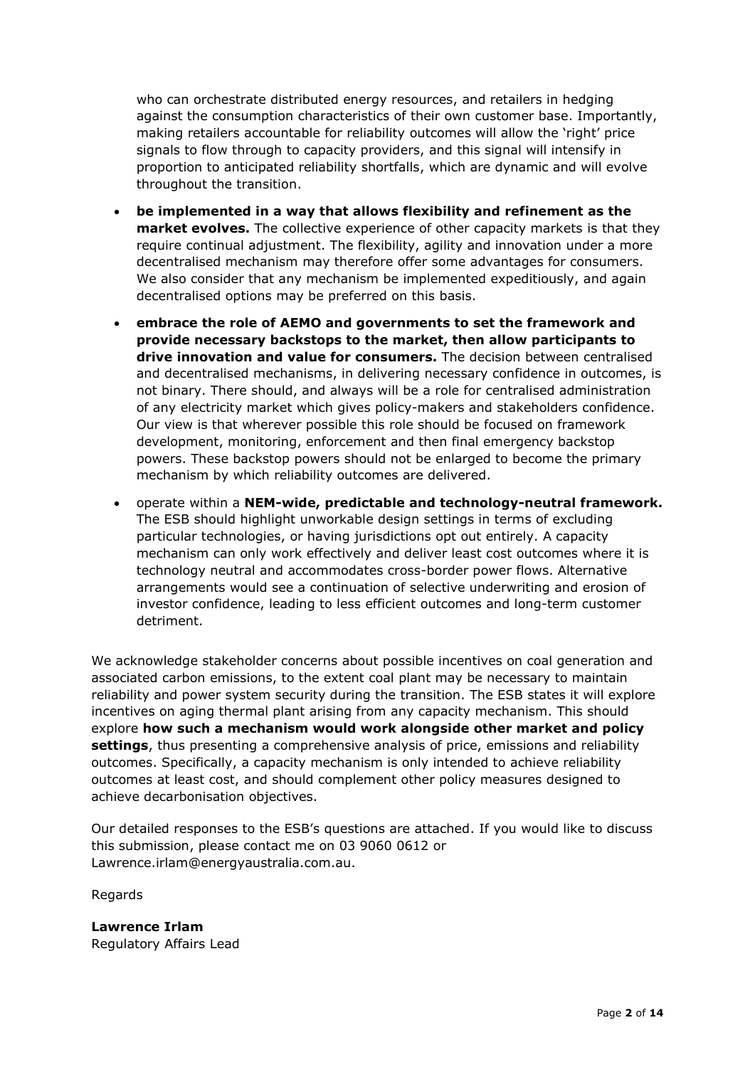who can orchestrate distributed energy resources, and retailers in hedging against the consumption characteristics of their own customer base. Importantly, making retailers accountable for reliability outcomes will allow the 'right' price signals to flow through to capacity providers, and this signal will intensify in proportion to anticipated reliability shortfalls, which are dynamic and will evolve throughout the transition.

- **be implemented in a way that allows flexibility and refinement as the market evolves.** The collective experience of other capacity markets is that they require continual adjustment. The flexibility, agility and innovation under a more decentralised mechanism may therefore offer some advantages for consumers. We also consider that any mechanism be implemented expeditiously, and again decentralised options may be preferred on this basis.
- **embrace the role of AEMO and governments to set the framework and provide necessary backstops to the market, then allow participants to drive innovation and value for consumers.** The decision between centralised and decentralised mechanisms, in delivering necessary confidence in outcomes, is not binary. There should, and always will be a role for centralised administration of any electricity market which gives policy-makers and stakeholders confidence. Our view is that wherever possible this role should be focused on framework development, monitoring, enforcement and then final emergency backstop powers. These backstop powers should not be enlarged to become the primary mechanism by which reliability outcomes are delivered.
- operate within a **NEM-wide, predictable and technology-neutral framework.** The ESB should highlight unworkable design settings in terms of excluding particular technologies, or having jurisdictions opt out entirely. A capacity mechanism can only work effectively and deliver least cost outcomes where it is technology neutral and accommodates cross-border power flows. Alternative arrangements would see a continuation of selective underwriting and erosion of investor confidence, leading to less efficient outcomes and long-term customer detriment.

We acknowledge stakeholder concerns about possible incentives on coal generation and associated carbon emissions, to the extent coal plant may be necessary to maintain reliability and power system security during the transition. The ESB states it will explore incentives on aging thermal plant arising from any capacity mechanism. This should explore **how such a mechanism would work alongside other market and policy settings**, thus presenting a comprehensive analysis of price, emissions and reliability outcomes. Specifically, a capacity mechanism is only intended to achieve reliability outcomes at least cost, and should complement other policy measures designed to achieve decarbonisation objectives.

Our detailed responses to the ESB's questions are attached. If you would like to discuss this submission, please contact me on 03 9060 0612 or Lawrence.irlam@energyaustralia.com.au.

Regards

**Lawrence Irlam**
Regulatory Affairs Lead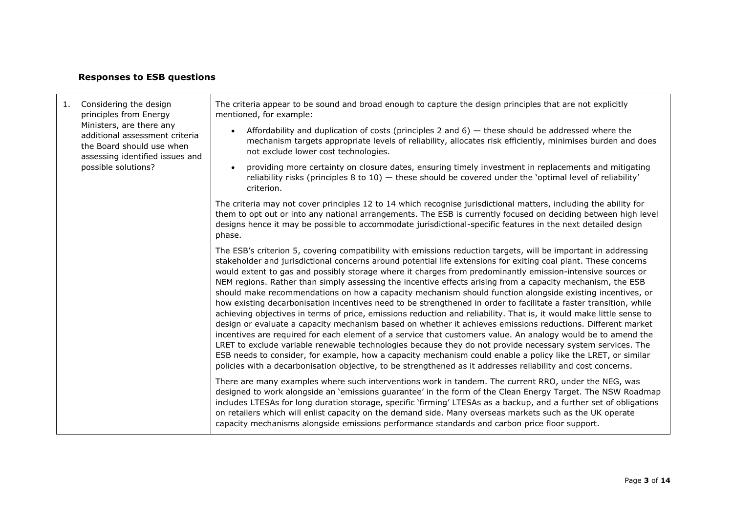## Responses to ESB questions

| | |
|---|---|
| 1. Considering the design principles from Energy Ministers, are there any additional assessment criteria the Board should use when assessing identified issues and possible solutions? | The criteria appear to be sound and broad enough to capture the design principles that are not explicitly mentioned, for example:<br><br>• Affordability and duplication of costs (principles 2 and 6) — these should be addressed where the mechanism targets appropriate levels of reliability, allocates risk efficiently, minimises burden and does not exclude lower cost technologies.<br><br>• providing more certainty on closure dates, ensuring timely investment in replacements and mitigating reliability risks (principles 8 to 10) — these should be covered under the 'optimal level of reliability' criterion.<br><br>The criteria may not cover principles 12 to 14 which recognise jurisdictional matters, including the ability for them to opt out or into any national arrangements. The ESB is currently focused on deciding between high level designs hence it may be possible to accommodate jurisdictional-specific features in the next detailed design phase.<br><br>The ESB's criterion 5, covering compatibility with emissions reduction targets, will be important in addressing stakeholder and jurisdictional concerns around potential life extensions for exiting coal plant. These concerns would extent to gas and possibly storage where it charges from predominantly emission-intensive sources or NEM regions. Rather than simply assessing the incentive effects arising from a capacity mechanism, the ESB should make recommendations on how a capacity mechanism should function alongside existing incentives, or how existing decarbonisation incentives need to be strengthened in order to facilitate a faster transition, while achieving objectives in terms of price, emissions reduction and reliability. That is, it would make little sense to design or evaluate a capacity mechanism based on whether it achieves emissions reductions. Different market incentives are required for each element of a service that customers value. An analogy would be to amend the LRET to exclude variable renewable technologies because they do not provide necessary system services. The ESB needs to consider, for example, how a capacity mechanism could enable a policy like the LRET, or similar policies with a decarbonisation objective, to be strengthened as it addresses reliability and cost concerns.<br><br>There are many examples where such interventions work in tandem. The current RRO, under the NEG, was designed to work alongside an 'emissions guarantee' in the form of the Clean Energy Target. The NSW Roadmap includes LTESAs for long duration storage, specific 'firming' LTESAs as a backup, and a further set of obligations on retailers which will enlist capacity on the demand side. Many overseas markets such as the UK operate capacity mechanisms alongside emissions performance standards and carbon price floor support. |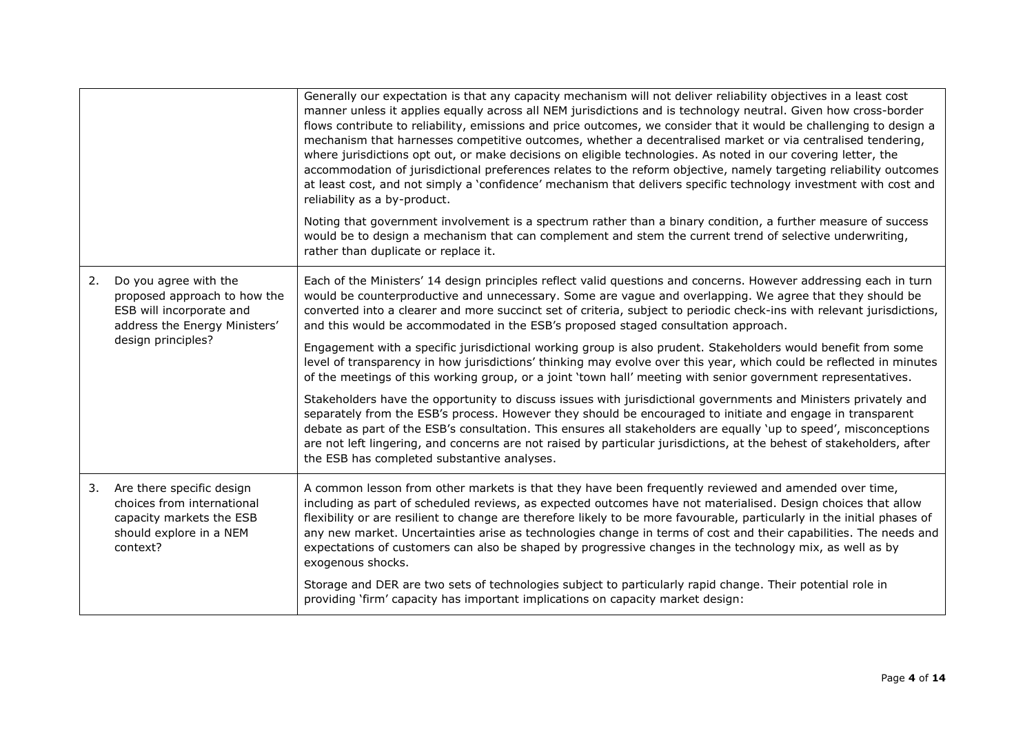| | |
|---|---|
| | Generally our expectation is that any capacity mechanism will not deliver reliability objectives in a least cost manner unless it applies equally across all NEM jurisdictions and is technology neutral. Given how cross-border flows contribute to reliability, emissions and price outcomes, we consider that it would be challenging to design a mechanism that harnesses competitive outcomes, whether a decentralised market or via centralised tendering, where jurisdictions opt out, or make decisions on eligible technologies. As noted in our covering letter, the accommodation of jurisdictional preferences relates to the reform objective, namely targeting reliability outcomes at least cost, and not simply a 'confidence' mechanism that delivers specific technology investment with cost and reliability as a by-product.<br><br>Noting that government involvement is a spectrum rather than a binary condition, a further measure of success would be to design a mechanism that can complement and stem the current trend of selective underwriting, rather than duplicate or replace it. |
| 2. Do you agree with the proposed approach to how the ESB will incorporate and address the Energy Ministers' design principles? | Each of the Ministers' 14 design principles reflect valid questions and concerns. However addressing each in turn would be counterproductive and unnecessary. Some are vague and overlapping. We agree that they should be converted into a clearer and more succinct set of criteria, subject to periodic check-ins with relevant jurisdictions, and this would be accommodated in the ESB's proposed staged consultation approach.<br><br>Engagement with a specific jurisdictional working group is also prudent. Stakeholders would benefit from some level of transparency in how jurisdictions' thinking may evolve over this year, which could be reflected in minutes of the meetings of this working group, or a joint 'town hall' meeting with senior government representatives.<br><br>Stakeholders have the opportunity to discuss issues with jurisdictional governments and Ministers privately and separately from the ESB's process. However they should be encouraged to initiate and engage in transparent debate as part of the ESB's consultation. This ensures all stakeholders are equally 'up to speed', misconceptions are not left lingering, and concerns are not raised by particular jurisdictions, at the behest of stakeholders, after the ESB has completed substantive analyses. |
| 3. Are there specific design choices from international capacity markets the ESB should explore in a NEM context? | A common lesson from other markets is that they have been frequently reviewed and amended over time, including as part of scheduled reviews, as expected outcomes have not materialised. Design choices that allow flexibility or are resilient to change are therefore likely to be more favourable, particularly in the initial phases of any new market. Uncertainties arise as technologies change in terms of cost and their capabilities. The needs and expectations of customers can also be shaped by progressive changes in the technology mix, as well as by exogenous shocks.<br><br>Storage and DER are two sets of technologies subject to particularly rapid change. Their potential role in providing 'firm' capacity has important implications on capacity market design: |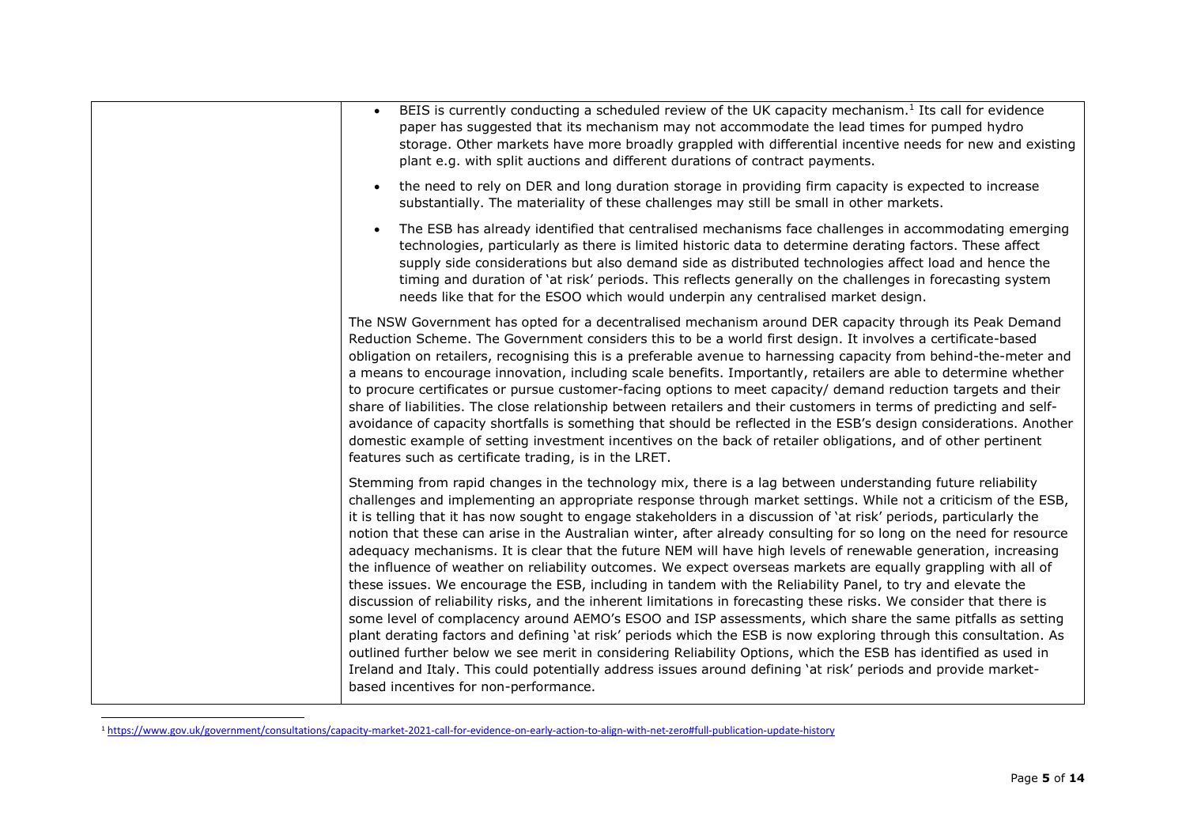| | |
|---|---|
| | • BEIS is currently conducting a scheduled review of the UK capacity mechanism.[1] Its call for evidence paper has suggested that its mechanism may not accommodate the lead times for pumped hydro storage. Other markets have more broadly grappled with differential incentive needs for new and existing plant e.g. with split auctions and different durations of contract payments.<br><br>• the need to rely on DER and long duration storage in providing firm capacity is expected to increase substantially. The materiality of these challenges may still be small in other markets.<br><br>• The ESB has already identified that centralised mechanisms face challenges in accommodating emerging technologies, particularly as there is limited historic data to determine derating factors. These affect supply side considerations but also demand side as distributed technologies affect load and hence the timing and duration of 'at risk' periods. This reflects generally on the challenges in forecasting system needs like that for the ESOO which would underpin any centralised market design.<br><br>The NSW Government has opted for a decentralised mechanism around DER capacity through its Peak Demand Reduction Scheme. The Government considers this to be a world first design. It involves a certificate-based obligation on retailers, recognising this is a preferable avenue to harnessing capacity from behind-the-meter and a means to encourage innovation, including scale benefits. Importantly, retailers are able to determine whether to procure certificates or pursue customer-facing options to meet capacity/ demand reduction targets and their share of liabilities. The close relationship between retailers and their customers in terms of predicting and self-avoidance of capacity shortfalls is something that should be reflected in the ESB's design considerations. Another domestic example of setting investment incentives on the back of retailer obligations, and of other pertinent features such as certificate trading, is in the LRET.<br><br>Stemming from rapid changes in the technology mix, there is a lag between understanding future reliability challenges and implementing an appropriate response through market settings. While not a criticism of the ESB, it is telling that it has now sought to engage stakeholders in a discussion of 'at risk' periods, particularly the notion that these can arise in the Australian winter, after already consulting for so long on the need for resource adequacy mechanisms. It is clear that the future NEM will have high levels of renewable generation, increasing the influence of weather on reliability outcomes. We expect overseas markets are equally grappling with all of these issues. We encourage the ESB, including in tandem with the Reliability Panel, to try and elevate the discussion of reliability risks, and the inherent limitations in forecasting these risks. We consider that there is some level of complacency around AEMO's ESOO and ISP assessments, which share the same pitfalls as setting plant derating factors and defining 'at risk' periods which the ESB is now exploring through this consultation. As outlined further below we see merit in considering Reliability Options, which the ESB has identified as used in Ireland and Italy. This could potentially address issues around defining 'at risk' periods and provide market-based incentives for non-performance. |

[1] https://www.gov.uk/government/consultations/capacity-market-2021-call-for-evidence-on-early-action-to-align-with-net-zero#full-publication-update-history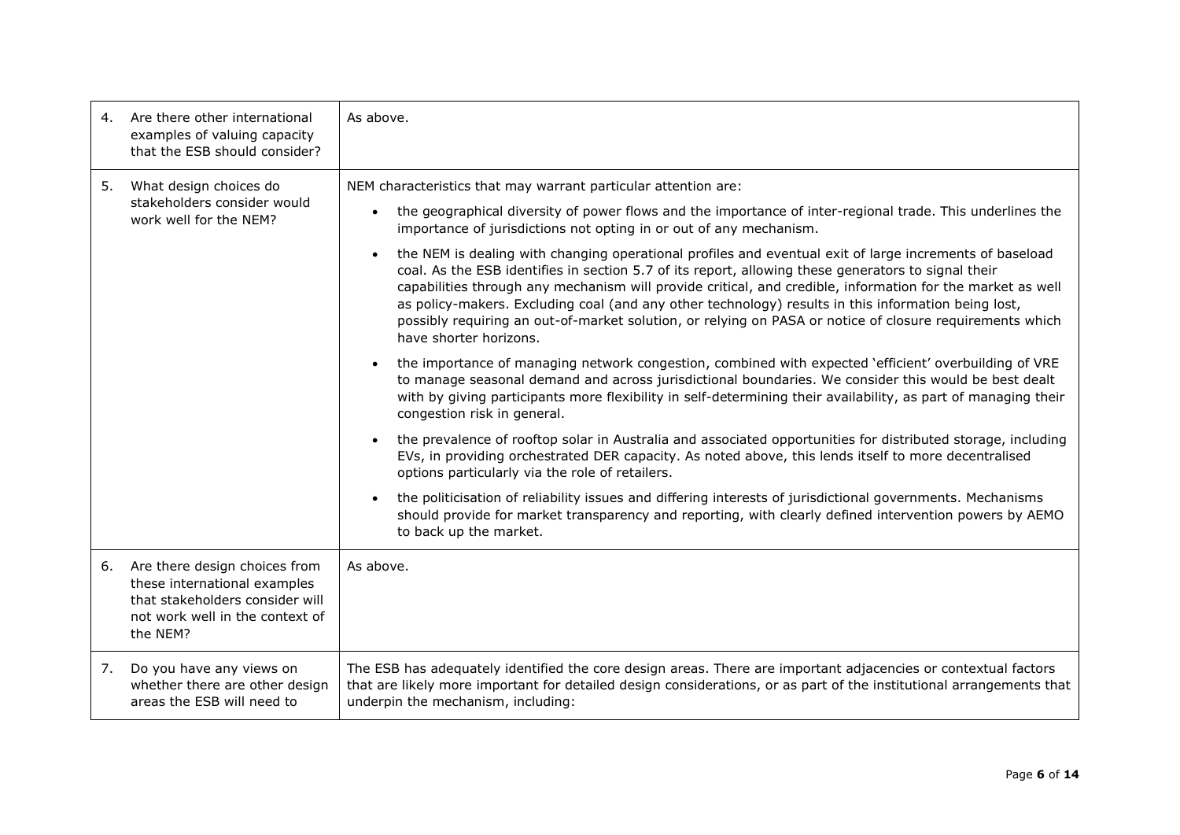| | | |
|---|---|---|
| 4. | Are there other international examples of valuing capacity that the ESB should consider? | As above. |
| 5. | What design choices do stakeholders consider would work well for the NEM? | NEM characteristics that may warrant particular attention are:<br><ul><li>the geographical diversity of power flows and the importance of inter-regional trade. This underlines the importance of jurisdictions not opting in or out of any mechanism.</li><li>the NEM is dealing with changing operational profiles and eventual exit of large increments of baseload coal. As the ESB identifies in section 5.7 of its report, allowing these generators to signal their capabilities through any mechanism will provide critical, and credible, information for the market as well as policy-makers. Excluding coal (and any other technology) results in this information being lost, possibly requiring an out-of-market solution, or relying on PASA or notice of closure requirements which have shorter horizons.</li><li>the importance of managing network congestion, combined with expected 'efficient' overbuilding of VRE to manage seasonal demand and across jurisdictional boundaries. We consider this would be best dealt with by giving participants more flexibility in self-determining their availability, as part of managing their congestion risk in general.</li><li>the prevalence of rooftop solar in Australia and associated opportunities for distributed storage, including EVs, in providing orchestrated DER capacity. As noted above, this lends itself to more decentralised options particularly via the role of retailers.</li><li>the politicisation of reliability issues and differing interests of jurisdictional governments. Mechanisms should provide for market transparency and reporting, with clearly defined intervention powers by AEMO to back up the market.</li></ul> |
| 6. | Are there design choices from these international examples that stakeholders consider will not work well in the context of the NEM? | As above. |
| 7. | Do you have any views on whether there are other design areas the ESB will need to | The ESB has adequately identified the core design areas. There are important adjacencies or contextual factors that are likely more important for detailed design considerations, or as part of the institutional arrangements that underpin the mechanism, including: |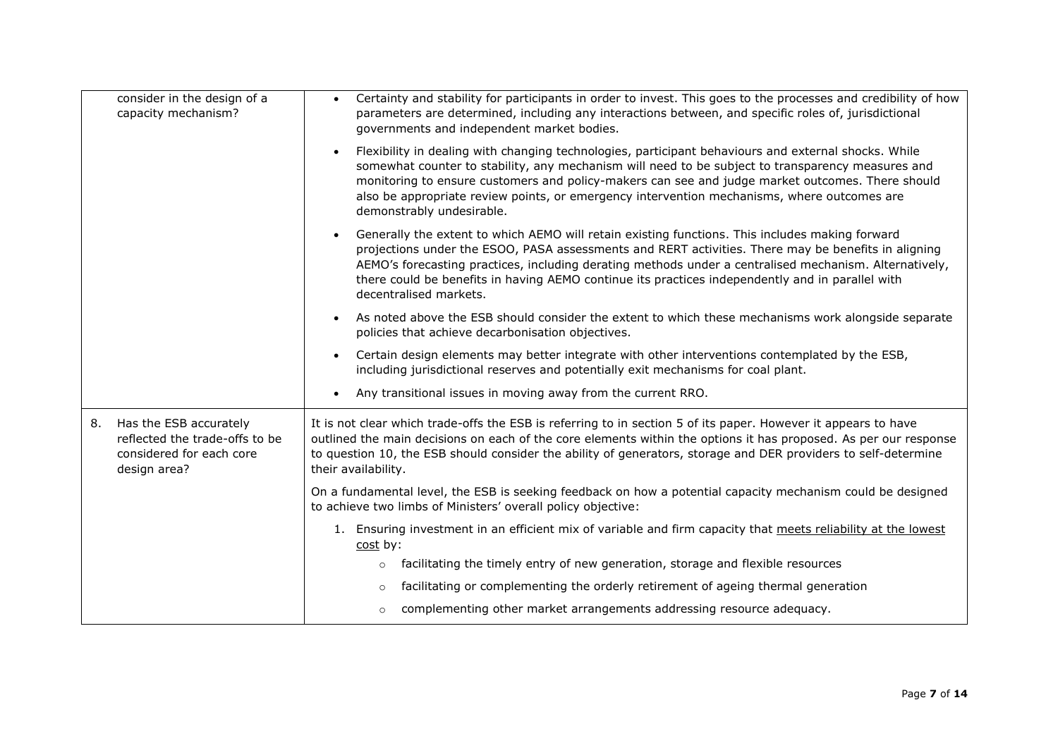| | |
|---|---|
| consider in the design of a capacity mechanism? | • Certainty and stability for participants in order to invest. This goes to the processes and credibility of how parameters are determined, including any interactions between, and specific roles of, jurisdictional governments and independent market bodies.<br><br>• Flexibility in dealing with changing technologies, participant behaviours and external shocks. While somewhat counter to stability, any mechanism will need to be subject to transparency measures and monitoring to ensure customers and policy-makers can see and judge market outcomes. There should also be appropriate review points, or emergency intervention mechanisms, where outcomes are demonstrably undesirable.<br><br>• Generally the extent to which AEMO will retain existing functions. This includes making forward projections under the ESOO, PASA assessments and RERT activities. There may be benefits in aligning AEMO's forecasting practices, including derating methods under a centralised mechanism. Alternatively, there could be benefits in having AEMO continue its practices independently and in parallel with decentralised markets.<br><br>• As noted above the ESB should consider the extent to which these mechanisms work alongside separate policies that achieve decarbonisation objectives.<br><br>• Certain design elements may better integrate with other interventions contemplated by the ESB, including jurisdictional reserves and potentially exit mechanisms for coal plant.<br><br>• Any transitional issues in moving away from the current RRO. |
| 8. Has the ESB accurately reflected the trade-offs to be considered for each core design area? | It is not clear which trade-offs the ESB is referring to in section 5 of its paper. However it appears to have outlined the main decisions on each of the core elements within the options it has proposed. As per our response to question 10, the ESB should consider the ability of generators, storage and DER providers to self-determine their availability.<br><br>On a fundamental level, the ESB is seeking feedback on how a potential capacity mechanism could be designed to achieve two limbs of Ministers' overall policy objective:<br><br>1. Ensuring investment in an efficient mix of variable and firm capacity that <u>meets reliability at the lowest cost</u> by:<br>&nbsp;&nbsp;&nbsp;&nbsp;○ facilitating the timely entry of new generation, storage and flexible resources<br>&nbsp;&nbsp;&nbsp;&nbsp;○ facilitating or complementing the orderly retirement of ageing thermal generation<br>&nbsp;&nbsp;&nbsp;&nbsp;○ complementing other market arrangements addressing resource adequacy. |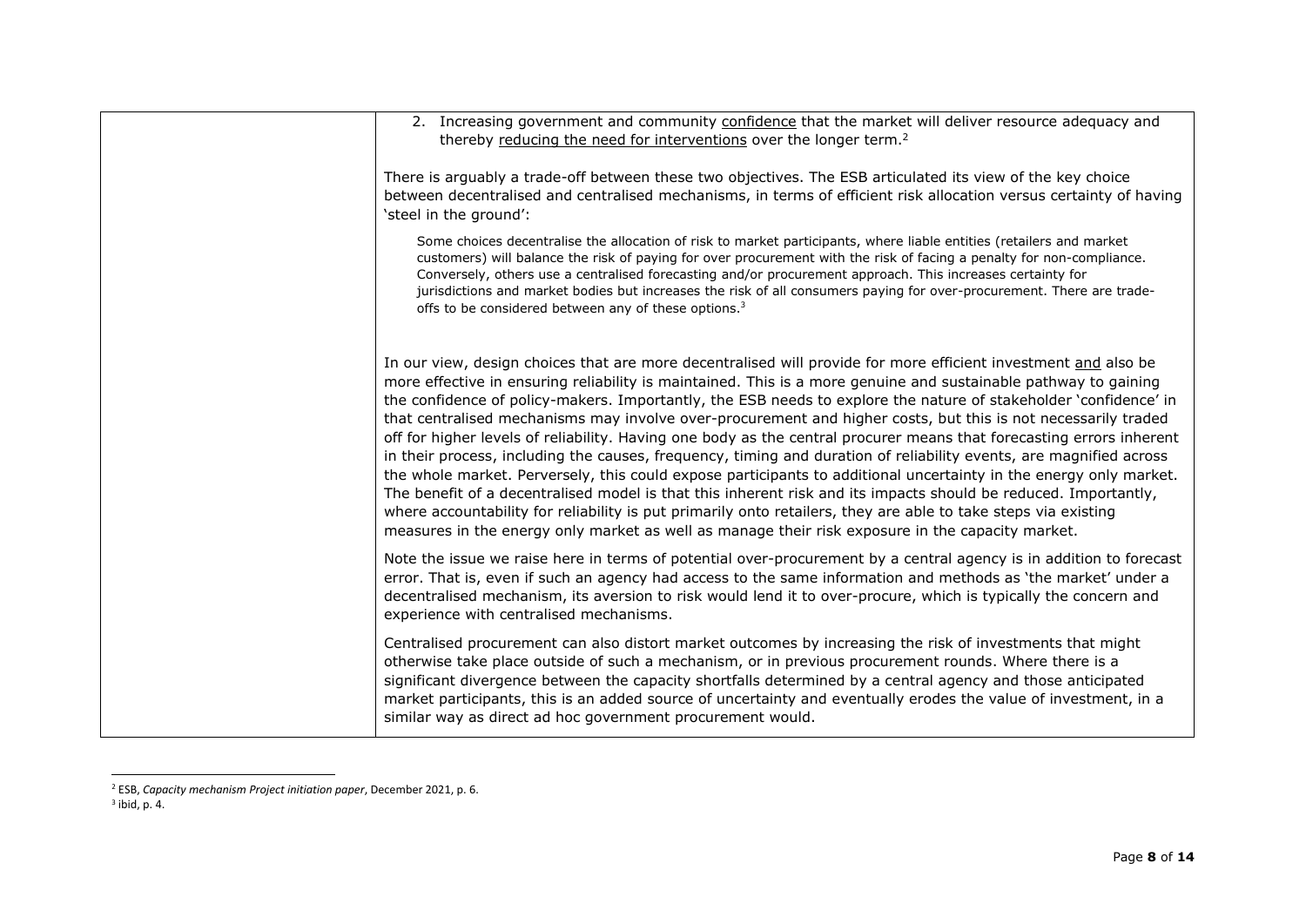| | |
|---|---|
| | 2. Increasing government and community <u>confidence</u> that the market will deliver resource adequacy and thereby <u>reducing the need for interventions</u> over the longer term.[2]<br><br>There is arguably a trade-off between these two objectives. The ESB articulated its view of the key choice between decentralised and centralised mechanisms, in terms of efficient risk allocation versus certainty of having 'steel in the ground':<br><br>> Some choices decentralise the allocation of risk to market participants, where liable entities (retailers and market customers) will balance the risk of paying for over procurement with the risk of facing a penalty for non-compliance. Conversely, others use a centralised forecasting and/or procurement approach. This increases certainty for jurisdictions and market bodies but increases the risk of all consumers paying for over-procurement. There are trade-offs to be considered between any of these options.[3]<br><br>In our view, design choices that are more decentralised will provide for more efficient investment <u>and</u> also be more effective in ensuring reliability is maintained. This is a more genuine and sustainable pathway to gaining the confidence of policy-makers. Importantly, the ESB needs to explore the nature of stakeholder 'confidence' in that centralised mechanisms may involve over-procurement and higher costs, but this is not necessarily traded off for higher levels of reliability. Having one body as the central procurer means that forecasting errors inherent in their process, including the causes, frequency, timing and duration of reliability events, are magnified across the whole market. Perversely, this could expose participants to additional uncertainty in the energy only market. The benefit of a decentralised model is that this inherent risk and its impacts should be reduced. Importantly, where accountability for reliability is put primarily onto retailers, they are able to take steps via existing measures in the energy only market as well as manage their risk exposure in the capacity market.<br><br>Note the issue we raise here in terms of potential over-procurement by a central agency is in addition to forecast error. That is, even if such an agency had access to the same information and methods as 'the market' under a decentralised mechanism, its aversion to risk would lend it to over-procure, which is typically the concern and experience with centralised mechanisms.<br><br>Centralised procurement can also distort market outcomes by increasing the risk of investments that might otherwise take place outside of such a mechanism, or in previous procurement rounds. Where there is a significant divergence between the capacity shortfalls determined by a central agency and those anticipated market participants, this is an added source of uncertainty and eventually erodes the value of investment, in a similar way as direct ad hoc government procurement would. |

[2] ESB, *Capacity mechanism Project initiation paper*, December 2021, p. 6.

[3] ibid, p. 4.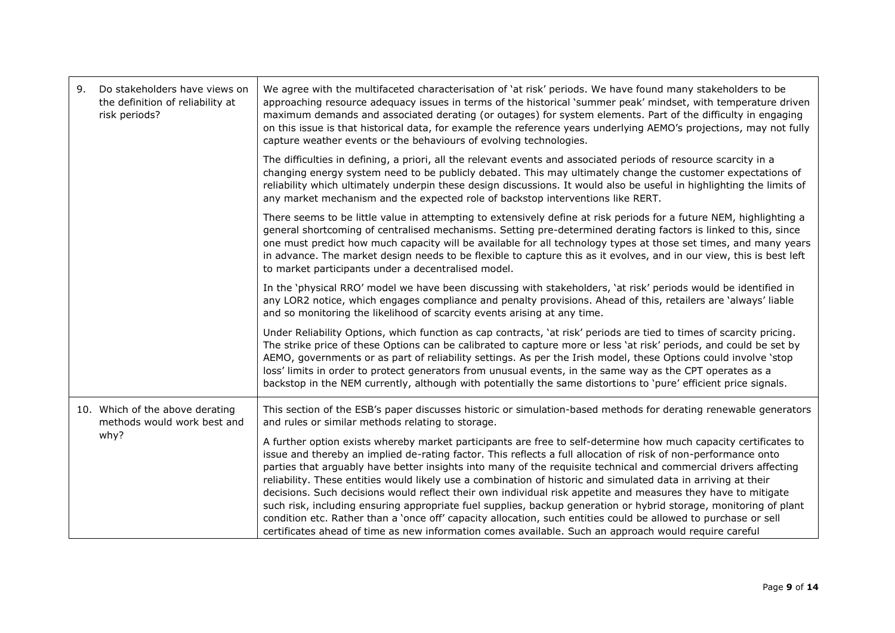| | |
|---|---|
| 9. Do stakeholders have views on the definition of reliability at risk periods? | We agree with the multifaceted characterisation of 'at risk' periods. We have found many stakeholders to be approaching resource adequacy issues in terms of the historical 'summer peak' mindset, with temperature driven maximum demands and associated derating (or outages) for system elements. Part of the difficulty in engaging on this issue is that historical data, for example the reference years underlying AEMO's projections, may not fully capture weather events or the behaviours of evolving technologies.<br><br>The difficulties in defining, a priori, all the relevant events and associated periods of resource scarcity in a changing energy system need to be publicly debated. This may ultimately change the customer expectations of reliability which ultimately underpin these design discussions. It would also be useful in highlighting the limits of any market mechanism and the expected role of backstop interventions like RERT.<br><br>There seems to be little value in attempting to extensively define at risk periods for a future NEM, highlighting a general shortcoming of centralised mechanisms. Setting pre-determined derating factors is linked to this, since one must predict how much capacity will be available for all technology types at those set times, and many years in advance. The market design needs to be flexible to capture this as it evolves, and in our view, this is best left to market participants under a decentralised model.<br><br>In the 'physical RRO' model we have been discussing with stakeholders, 'at risk' periods would be identified in any LOR2 notice, which engages compliance and penalty provisions. Ahead of this, retailers are 'always' liable and so monitoring the likelihood of scarcity events arising at any time.<br><br>Under Reliability Options, which function as cap contracts, 'at risk' periods are tied to times of scarcity pricing. The strike price of these Options can be calibrated to capture more or less 'at risk' periods, and could be set by AEMO, governments or as part of reliability settings. As per the Irish model, these Options could involve 'stop loss' limits in order to protect generators from unusual events, in the same way as the CPT operates as a backstop in the NEM currently, although with potentially the same distortions to 'pure' efficient price signals. |
| 10. Which of the above derating methods would work best and why? | This section of the ESB's paper discusses historic or simulation-based methods for derating renewable generators and rules or similar methods relating to storage.<br><br>A further option exists whereby market participants are free to self-determine how much capacity certificates to issue and thereby an implied de-rating factor. This reflects a full allocation of risk of non-performance onto parties that arguably have better insights into many of the requisite technical and commercial drivers affecting reliability. These entities would likely use a combination of historic and simulated data in arriving at their decisions. Such decisions would reflect their own individual risk appetite and measures they have to mitigate such risk, including ensuring appropriate fuel supplies, backup generation or hybrid storage, monitoring of plant condition etc. Rather than a 'once off' capacity allocation, such entities could be allowed to purchase or sell certificates ahead of time as new information comes available. Such an approach would require careful |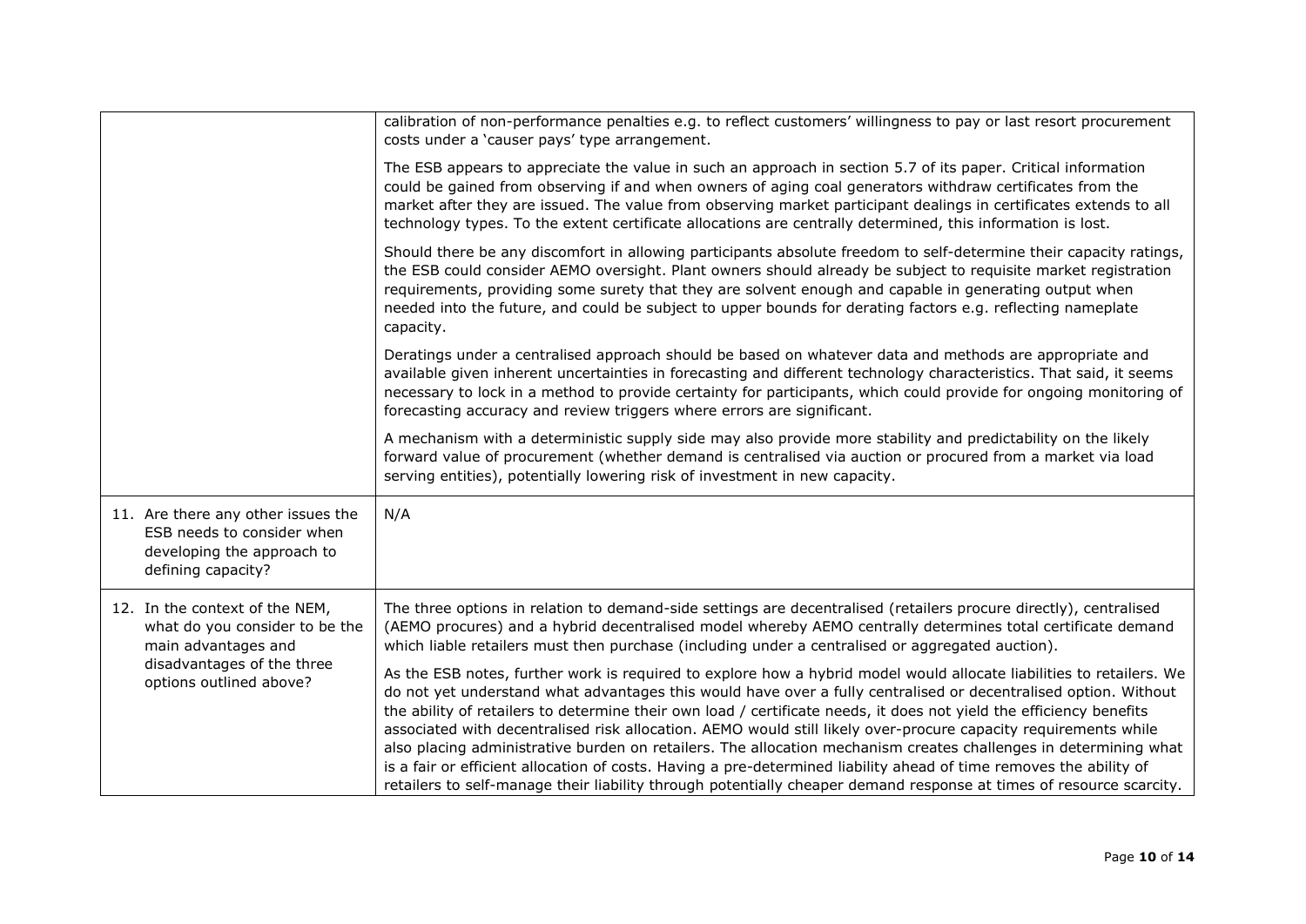| | |
|---|---|
| | calibration of non-performance penalties e.g. to reflect customers' willingness to pay or last resort procurement costs under a 'causer pays' type arrangement.<br><br>The ESB appears to appreciate the value in such an approach in section 5.7 of its paper. Critical information could be gained from observing if and when owners of aging coal generators withdraw certificates from the market after they are issued. The value from observing market participant dealings in certificates extends to all technology types. To the extent certificate allocations are centrally determined, this information is lost.<br><br>Should there be any discomfort in allowing participants absolute freedom to self-determine their capacity ratings, the ESB could consider AEMO oversight. Plant owners should already be subject to requisite market registration requirements, providing some surety that they are solvent enough and capable in generating output when needed into the future, and could be subject to upper bounds for derating factors e.g. reflecting nameplate capacity.<br><br>Deratings under a centralised approach should be based on whatever data and methods are appropriate and available given inherent uncertainties in forecasting and different technology characteristics. That said, it seems necessary to lock in a method to provide certainty for participants, which could provide for ongoing monitoring of forecasting accuracy and review triggers where errors are significant.<br><br>A mechanism with a deterministic supply side may also provide more stability and predictability on the likely forward value of procurement (whether demand is centralised via auction or procured from a market via load serving entities), potentially lowering risk of investment in new capacity. |
| 11. Are there any other issues the ESB needs to consider when developing the approach to defining capacity? | N/A |
| 12. In the context of the NEM, what do you consider to be the main advantages and disadvantages of the three options outlined above? | The three options in relation to demand-side settings are decentralised (retailers procure directly), centralised (AEMO procures) and a hybrid decentralised model whereby AEMO centrally determines total certificate demand which liable retailers must then purchase (including under a centralised or aggregated auction).<br><br>As the ESB notes, further work is required to explore how a hybrid model would allocate liabilities to retailers. We do not yet understand what advantages this would have over a fully centralised or decentralised option. Without the ability of retailers to determine their own load / certificate needs, it does not yield the efficiency benefits associated with decentralised risk allocation. AEMO would still likely over-procure capacity requirements while also placing administrative burden on retailers. The allocation mechanism creates challenges in determining what is a fair or efficient allocation of costs. Having a pre-determined liability ahead of time removes the ability of retailers to self-manage their liability through potentially cheaper demand response at times of resource scarcity. |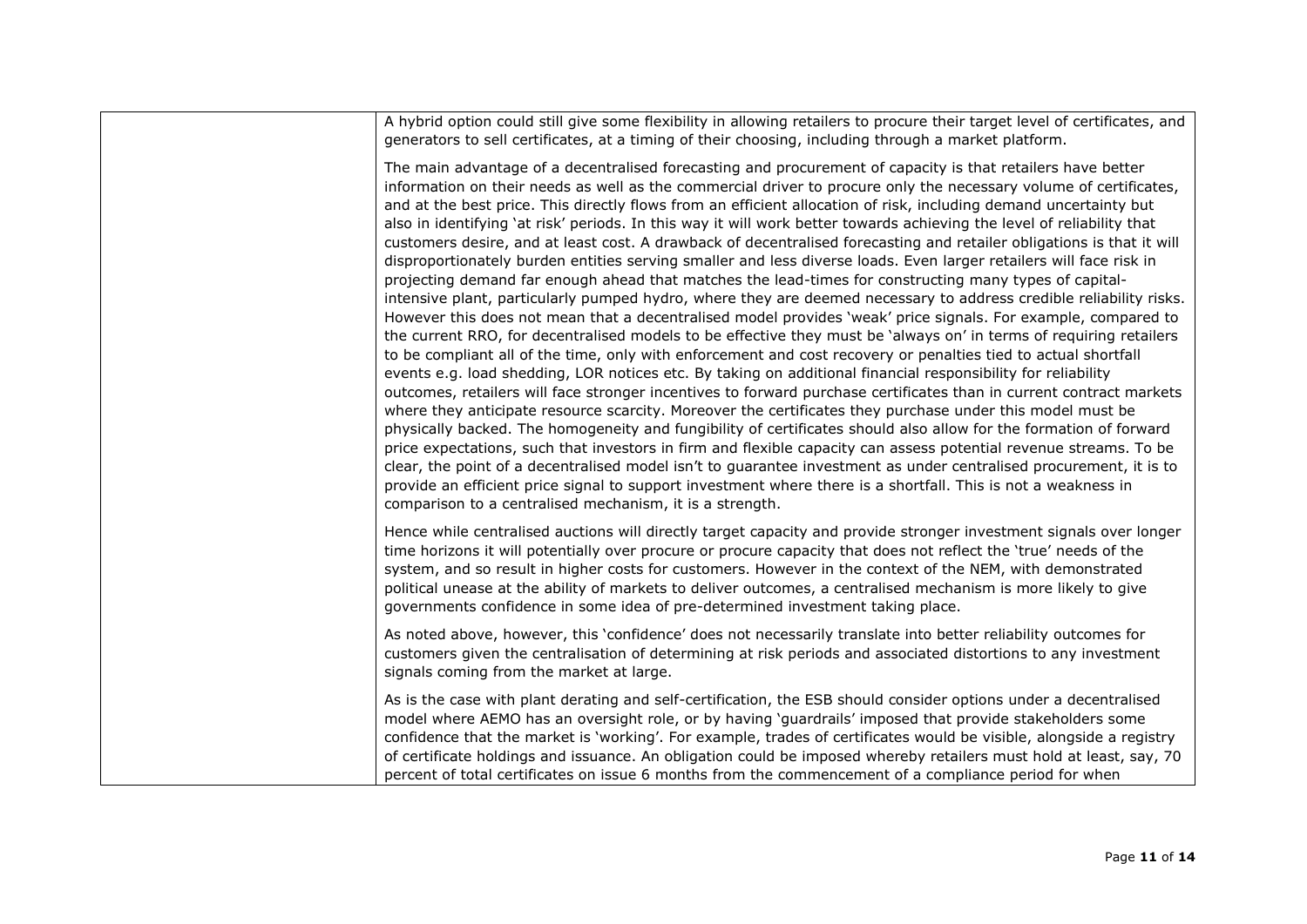|  |  |
|---|---|
|  | A hybrid option could still give some flexibility in allowing retailers to procure their target level of certificates, and generators to sell certificates, at a timing of their choosing, including through a market platform.<br><br>The main advantage of a decentralised forecasting and procurement of capacity is that retailers have better information on their needs as well as the commercial driver to procure only the necessary volume of certificates, and at the best price. This directly flows from an efficient allocation of risk, including demand uncertainty but also in identifying 'at risk' periods. In this way it will work better towards achieving the level of reliability that customers desire, and at least cost. A drawback of decentralised forecasting and retailer obligations is that it will disproportionately burden entities serving smaller and less diverse loads. Even larger retailers will face risk in projecting demand far enough ahead that matches the lead-times for constructing many types of capital-intensive plant, particularly pumped hydro, where they are deemed necessary to address credible reliability risks. However this does not mean that a decentralised model provides 'weak' price signals. For example, compared to the current RRO, for decentralised models to be effective they must be 'always on' in terms of requiring retailers to be compliant all of the time, only with enforcement and cost recovery or penalties tied to actual shortfall events e.g. load shedding, LOR notices etc. By taking on additional financial responsibility for reliability outcomes, retailers will face stronger incentives to forward purchase certificates than in current contract markets where they anticipate resource scarcity. Moreover the certificates they purchase under this model must be physically backed. The homogeneity and fungibility of certificates should also allow for the formation of forward price expectations, such that investors in firm and flexible capacity can assess potential revenue streams. To be clear, the point of a decentralised model isn't to guarantee investment as under centralised procurement, it is to provide an efficient price signal to support investment where there is a shortfall. This is not a weakness in comparison to a centralised mechanism, it is a strength.<br><br>Hence while centralised auctions will directly target capacity and provide stronger investment signals over longer time horizons it will potentially over procure or procure capacity that does not reflect the 'true' needs of the system, and so result in higher costs for customers. However in the context of the NEM, with demonstrated political unease at the ability of markets to deliver outcomes, a centralised mechanism is more likely to give governments confidence in some idea of pre-determined investment taking place.<br><br>As noted above, however, this 'confidence' does not necessarily translate into better reliability outcomes for customers given the centralisation of determining at risk periods and associated distortions to any investment signals coming from the market at large.<br><br>As is the case with plant derating and self-certification, the ESB should consider options under a decentralised model where AEMO has an oversight role, or by having 'guardrails' imposed that provide stakeholders some confidence that the market is 'working'. For example, trades of certificates would be visible, alongside a registry of certificate holdings and issuance. An obligation could be imposed whereby retailers must hold at least, say, 70 percent of total certificates on issue 6 months from the commencement of a compliance period for when |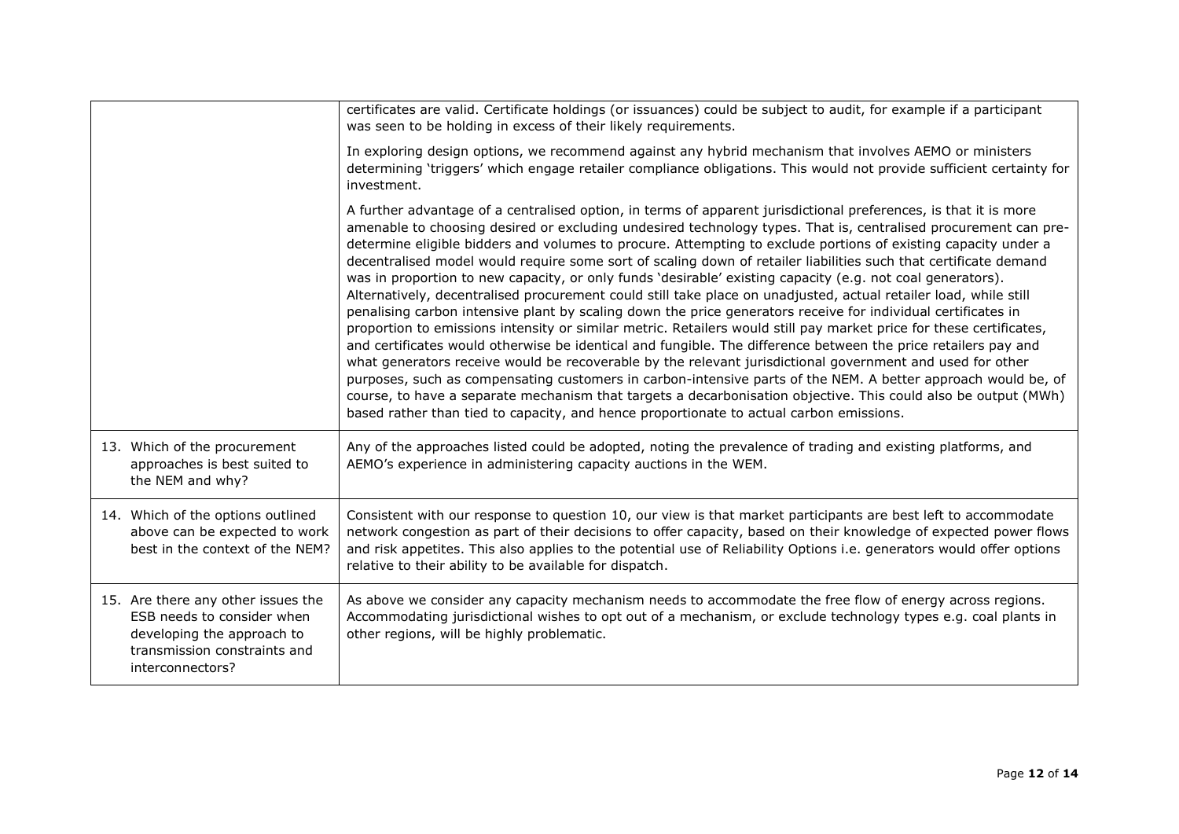| | |
|---|---|
| | certificates are valid. Certificate holdings (or issuances) could be subject to audit, for example if a participant was seen to be holding in excess of their likely requirements.<br><br>In exploring design options, we recommend against any hybrid mechanism that involves AEMO or ministers determining 'triggers' which engage retailer compliance obligations. This would not provide sufficient certainty for investment.<br><br>A further advantage of a centralised option, in terms of apparent jurisdictional preferences, is that it is more amenable to choosing desired or excluding undesired technology types. That is, centralised procurement can pre-determine eligible bidders and volumes to procure. Attempting to exclude portions of existing capacity under a decentralised model would require some sort of scaling down of retailer liabilities such that certificate demand was in proportion to new capacity, or only funds 'desirable' existing capacity (e.g. not coal generators). Alternatively, decentralised procurement could still take place on unadjusted, actual retailer load, while still penalising carbon intensive plant by scaling down the price generators receive for individual certificates in proportion to emissions intensity or similar metric. Retailers would still pay market price for these certificates, and certificates would otherwise be identical and fungible. The difference between the price retailers pay and what generators receive would be recoverable by the relevant jurisdictional government and used for other purposes, such as compensating customers in carbon-intensive parts of the NEM. A better approach would be, of course, to have a separate mechanism that targets a decarbonisation objective. This could also be output (MWh) based rather than tied to capacity, and hence proportionate to actual carbon emissions. |
| 13. Which of the procurement approaches is best suited to the NEM and why? | Any of the approaches listed could be adopted, noting the prevalence of trading and existing platforms, and AEMO's experience in administering capacity auctions in the WEM. |
| 14. Which of the options outlined above can be expected to work best in the context of the NEM? | Consistent with our response to question 10, our view is that market participants are best left to accommodate network congestion as part of their decisions to offer capacity, based on their knowledge of expected power flows and risk appetites. This also applies to the potential use of Reliability Options i.e. generators would offer options relative to their ability to be available for dispatch. |
| 15. Are there any other issues the ESB needs to consider when developing the approach to transmission constraints and interconnectors? | As above we consider any capacity mechanism needs to accommodate the free flow of energy across regions. Accommodating jurisdictional wishes to opt out of a mechanism, or exclude technology types e.g. coal plants in other regions, will be highly problematic. |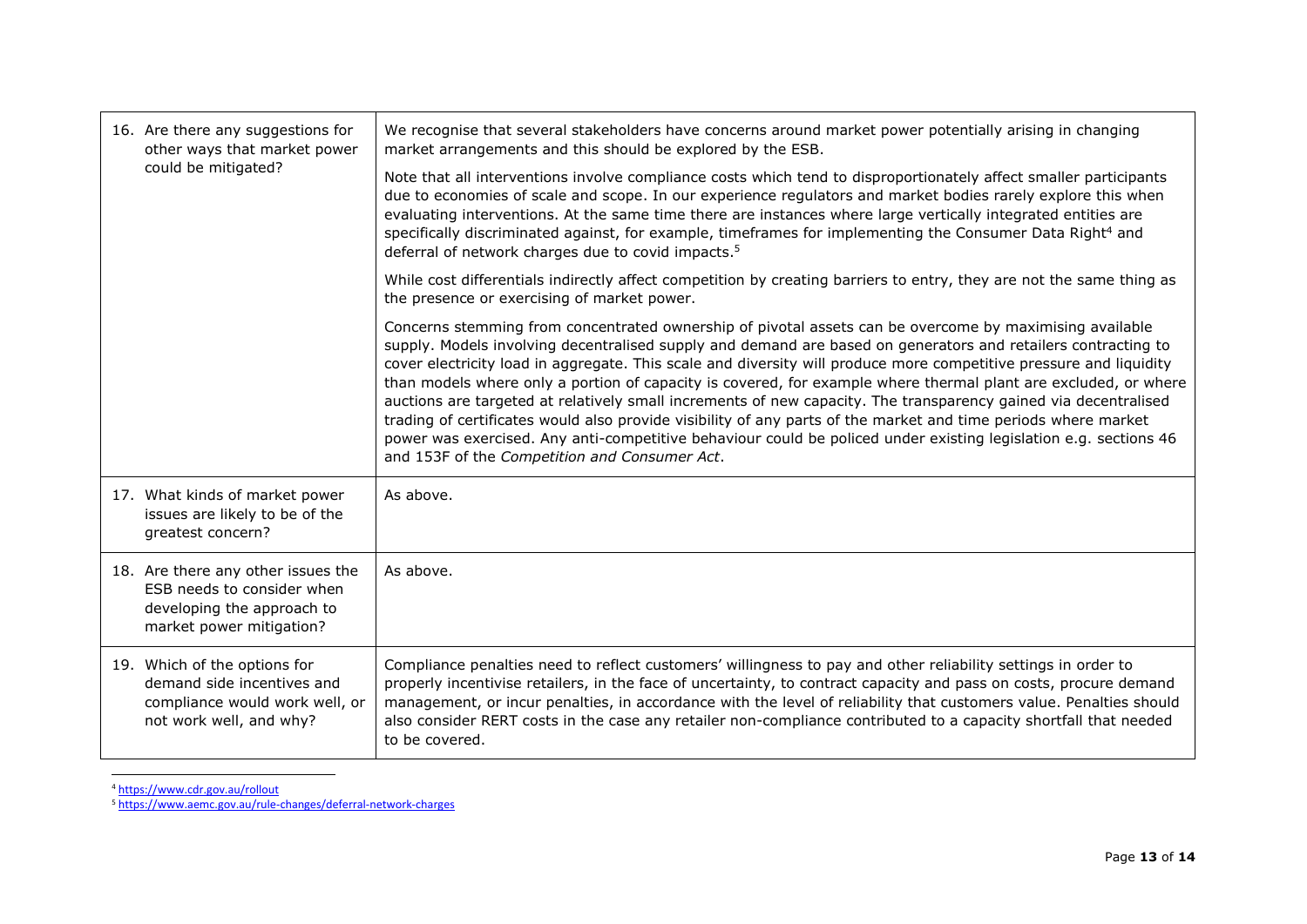| | |
|---|---|
| 16. Are there any suggestions for other ways that market power could be mitigated? | We recognise that several stakeholders have concerns around market power potentially arising in changing market arrangements and this should be explored by the ESB.<br><br>Note that all interventions involve compliance costs which tend to disproportionately affect smaller participants due to economies of scale and scope. In our experience regulators and market bodies rarely explore this when evaluating interventions. At the same time there are instances where large vertically integrated entities are specifically discriminated against, for example, timeframes for implementing the Consumer Data Right[4] and deferral of network charges due to covid impacts.[5]<br><br>While cost differentials indirectly affect competition by creating barriers to entry, they are not the same thing as the presence or exercising of market power.<br><br>Concerns stemming from concentrated ownership of pivotal assets can be overcome by maximising available supply. Models involving decentralised supply and demand are based on generators and retailers contracting to cover electricity load in aggregate. This scale and diversity will produce more competitive pressure and liquidity than models where only a portion of capacity is covered, for example where thermal plant are excluded, or where auctions are targeted at relatively small increments of new capacity. The transparency gained via decentralised trading of certificates would also provide visibility of any parts of the market and time periods where market power was exercised. Any anti-competitive behaviour could be policed under existing legislation e.g. sections 46 and 153F of the *Competition and Consumer Act*. |
| 17. What kinds of market power issues are likely to be of the greatest concern? | As above. |
| 18. Are there any other issues the ESB needs to consider when developing the approach to market power mitigation? | As above. |
| 19. Which of the options for demand side incentives and compliance would work well, or not work well, and why? | Compliance penalties need to reflect customers' willingness to pay and other reliability settings in order to properly incentivise retailers, in the face of uncertainty, to contract capacity and pass on costs, procure demand management, or incur penalties, in accordance with the level of reliability that customers value. Penalties should also consider RERT costs in the case any retailer non-compliance contributed to a capacity shortfall that needed to be covered. |

[4] https://www.cdr.gov.au/rollout

[5] https://www.aemc.gov.au/rule-changes/deferral-network-charges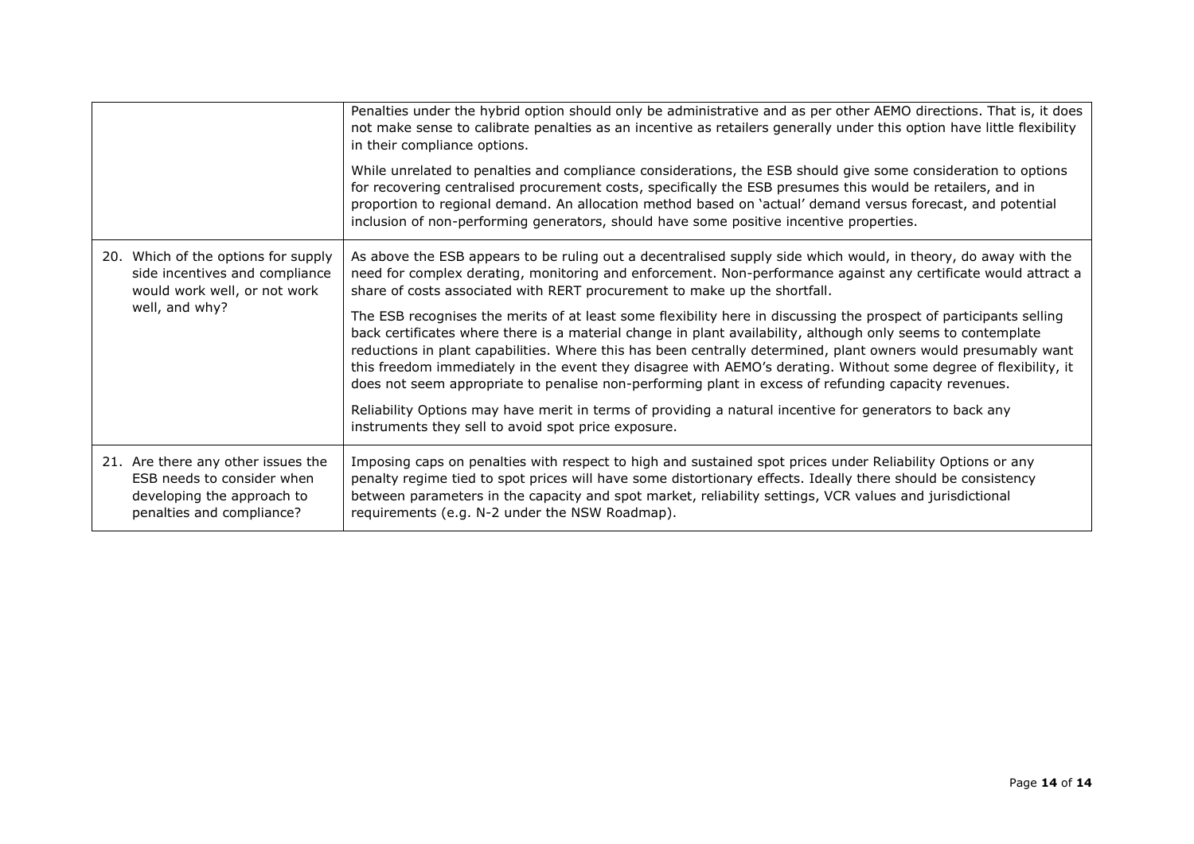| | |
|---|---|
| | Penalties under the hybrid option should only be administrative and as per other AEMO directions. That is, it does not make sense to calibrate penalties as an incentive as retailers generally under this option have little flexibility in their compliance options.<br><br>While unrelated to penalties and compliance considerations, the ESB should give some consideration to options for recovering centralised procurement costs, specifically the ESB presumes this would be retailers, and in proportion to regional demand. An allocation method based on 'actual' demand versus forecast, and potential inclusion of non-performing generators, should have some positive incentive properties. |
| 20. Which of the options for supply side incentives and compliance would work well, or not work well, and why? | As above the ESB appears to be ruling out a decentralised supply side which would, in theory, do away with the need for complex derating, monitoring and enforcement. Non-performance against any certificate would attract a share of costs associated with RERT procurement to make up the shortfall.<br><br>The ESB recognises the merits of at least some flexibility here in discussing the prospect of participants selling back certificates where there is a material change in plant availability, although only seems to contemplate reductions in plant capabilities. Where this has been centrally determined, plant owners would presumably want this freedom immediately in the event they disagree with AEMO's derating. Without some degree of flexibility, it does not seem appropriate to penalise non-performing plant in excess of refunding capacity revenues.<br><br>Reliability Options may have merit in terms of providing a natural incentive for generators to back any instruments they sell to avoid spot price exposure. |
| 21. Are there any other issues the ESB needs to consider when developing the approach to penalties and compliance? | Imposing caps on penalties with respect to high and sustained spot prices under Reliability Options or any penalty regime tied to spot prices will have some distortionary effects. Ideally there should be consistency between parameters in the capacity and spot market, reliability settings, VCR values and jurisdictional requirements (e.g. N-2 under the NSW Roadmap). |